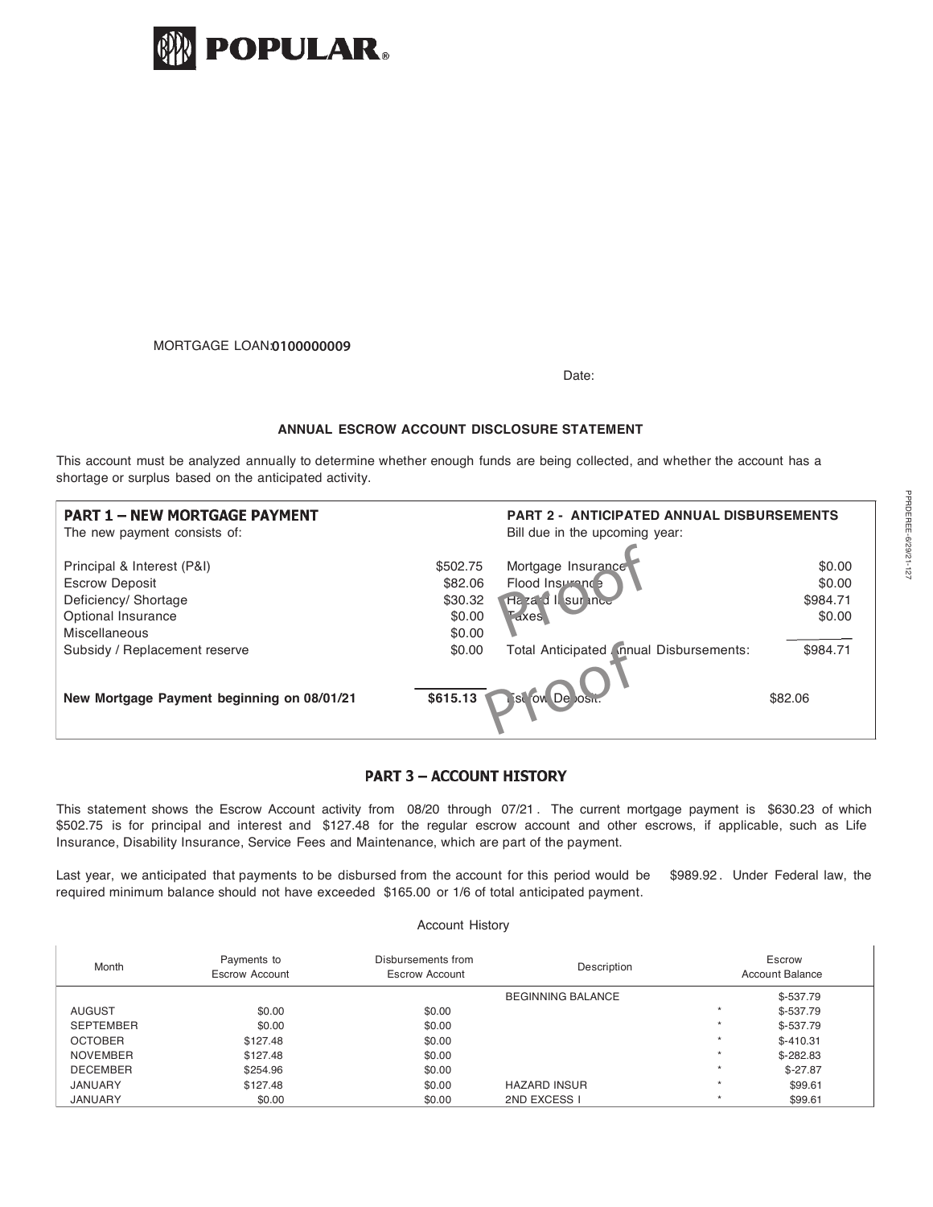# POPULAR®

MORTGAGE LOAN: **0100000009**

Date:

### ANNUAL ESCROW ACCOUNT DISCLOSURE STATEMENT

This account must be analyzed annually to determine whether enough funds are being collected, and whether the account has a shortage or surplus based on the anticipated activity.

| **PART 1 – NEW MORTGAGE PAYMENT** | | **PART 2 - ANTICIPATED ANNUAL DISBURSEMENTS** | |
|---|---|---|---|
| The new payment consists of: | | Bill due in the upcoming year: | |
| Principal & Interest (P&I) | $502.75 | Mortgage Insurance | $0.00 |
| Escrow Deposit | $82.06 | Flood Insurance | $0.00 |
| Deficiency/ Shortage | $30.32 | Hazard Insurance | $984.71 |
| Optional Insurance | $0.00 | Taxes | $0.00 |
| Miscellaneous | $0.00 | | |
| Subsidy / Replacement reserve | $0.00 | Total Anticipated Annual Disbursements: | $984.71 |
| **New Mortgage Payment beginning on 08/01/21** | **$615.13** | Escrow Deposit: | $82.06 |

## PART 3 – ACCOUNT HISTORY

This statement shows the Escrow Account activity from 08/20 through 07/21. The current mortgage payment is $630.23 of which $502.75 is for principal and interest and $127.48 for the regular escrow account and other escrows, if applicable, such as Life Insurance, Disability Insurance, Service Fees and Maintenance, which are part of the payment.

Last year, we anticipated that payments to be disbursed from the account for this period would be $989.92. Under Federal law, the required minimum balance should not have exceeded $165.00 or 1/6 of total anticipated payment.

Account History

| Month | Payments to Escrow Account | Disbursements from Escrow Account | Description | | Escrow Account Balance |
|---|---|---|---|---|---|
| | | | BEGINNING BALANCE | | $-537.79 |
| AUGUST | $0.00 | $0.00 | | * | $-537.79 |
| SEPTEMBER | $0.00 | $0.00 | | * | $-537.79 |
| OCTOBER | $127.48 | $0.00 | | * | $-410.31 |
| NOVEMBER | $127.48 | $0.00 | | * | $-282.83 |
| DECEMBER | $254.96 | $0.00 | | * | $-27.87 |
| JANUARY | $127.48 | $0.00 | HAZARD INSUR | * | $99.61 |
| JANUARY | $0.00 | $0.00 | 2ND EXCESS I | * | $99.61 |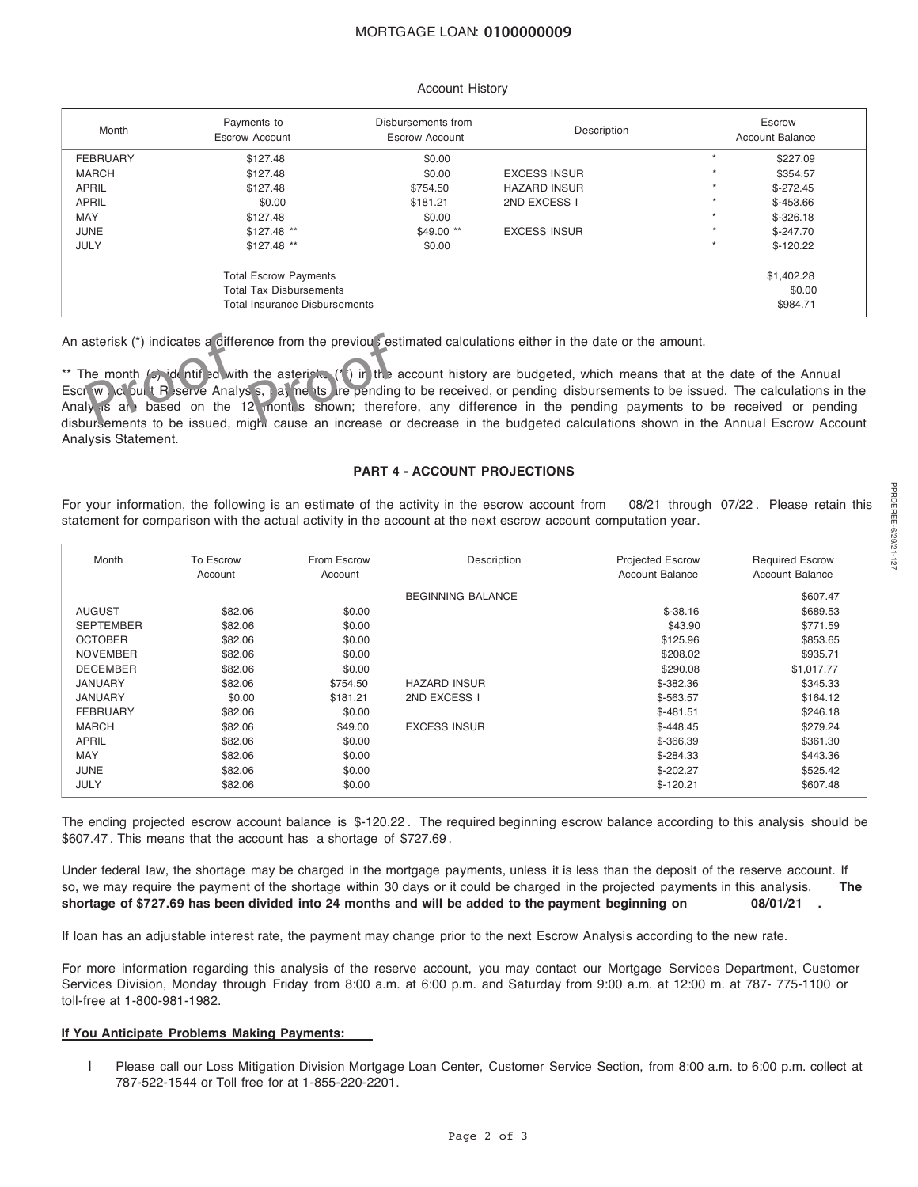MORTGAGE LOAN: **0100000009**

Account History

| Month | Payments to Escrow Account | Disbursements from Escrow Account | Description | | Escrow Account Balance |
|---|---|---|---|---|---|
| FEBRUARY | $127.48 | $0.00 | | * | $227.09 |
| MARCH | $127.48 | $0.00 | EXCESS INSUR | * | $354.57 |
| APRIL | $127.48 | $754.50 | HAZARD INSUR | * | $-272.45 |
| APRIL | $0.00 | $181.21 | 2ND EXCESS I | * | $-453.66 |
| MAY | $127.48 | $0.00 | | * | $-326.18 |
| JUNE | $127.48 ** | $49.00 ** | EXCESS INSUR | * | $-247.70 |
| JULY | $127.48 ** | $0.00 | | * | $-120.22 |
| | Total Escrow Payments | | | | $1,402.28 |
| | Total Tax Disbursements | | | | $0.00 |
| | Total Insurance Disbursements | | | | $984.71 |

An asterisk (*) indicates a difference from the previous estimated calculations either in the date or the amount.

** The month (s) identified with the asterisk (*) in the account history are budgeted, which means that at the date of the Annual Escrow Account Reserve Analysis, payments are pending to be received, or pending disbursements to be issued. The calculations in the Analysis are based on the 12 months shown; therefore, any difference in the pending payments to be received or pending disbursements to be issued, might cause an increase or decrease in the budgeted calculations shown in the Annual Escrow Account Analysis Statement.

## PART 4 - ACCOUNT PROJECTIONS

For your information, the following is an estimate of the activity in the escrow account from 08/21 through 07/22. Please retain this statement for comparison with the actual activity in the account at the next escrow account computation year.

| Month | To Escrow Account | From Escrow Account | Description | Projected Escrow Account Balance | Required Escrow Account Balance |
|---|---|---|---|---|---|
| | | | BEGINNING BALANCE | | $607.47 |
| AUGUST | $82.06 | $0.00 | | $-38.16 | $689.53 |
| SEPTEMBER | $82.06 | $0.00 | | $43.90 | $771.59 |
| OCTOBER | $82.06 | $0.00 | | $125.96 | $853.65 |
| NOVEMBER | $82.06 | $0.00 | | $208.02 | $935.71 |
| DECEMBER | $82.06 | $0.00 | | $290.08 | $1,017.77 |
| JANUARY | $82.06 | $754.50 | HAZARD INSUR | $-382.36 | $345.33 |
| JANUARY | $0.00 | $181.21 | 2ND EXCESS I | $-563.57 | $164.12 |
| FEBRUARY | $82.06 | $0.00 | | $-481.51 | $246.18 |
| MARCH | $82.06 | $49.00 | EXCESS INSUR | $-448.45 | $279.24 |
| APRIL | $82.06 | $0.00 | | $-366.39 | $361.30 |
| MAY | $82.06 | $0.00 | | $-284.33 | $443.36 |
| JUNE | $82.06 | $0.00 | | $-202.27 | $525.42 |
| JULY | $82.06 | $0.00 | | $-120.21 | $607.48 |

The ending projected escrow account balance is $-120.22. The required beginning escrow balance according to this analysis should be $607.47. This means that the account has a shortage of $727.69.

Under federal law, the shortage may be charged in the mortgage payments, unless it is less than the deposit of the reserve account. If so, we may require the payment of the shortage within 30 days or it could be charged in the projected payments in this analysis. **The shortage of $727.69 has been divided into 24 months and will be added to the payment beginning on 08/01/21 .**

If loan has an adjustable interest rate, the payment may change prior to the next Escrow Analysis according to the new rate.

For more information regarding this analysis of the reserve account, you may contact our Mortgage Services Department, Customer Services Division, Monday through Friday from 8:00 a.m. at 6:00 p.m. and Saturday from 9:00 a.m. at 12:00 m. at 787- 775-1100 or toll-free at 1-800-981-1982.

**If You Anticipate Problems Making Payments:**

- Please call our Loss Mitigation Division Mortgage Loan Center, Customer Service Section, from 8:00 a.m. to 6:00 p.m. collect at 787-522-1544 or Toll free for at 1-855-220-2201.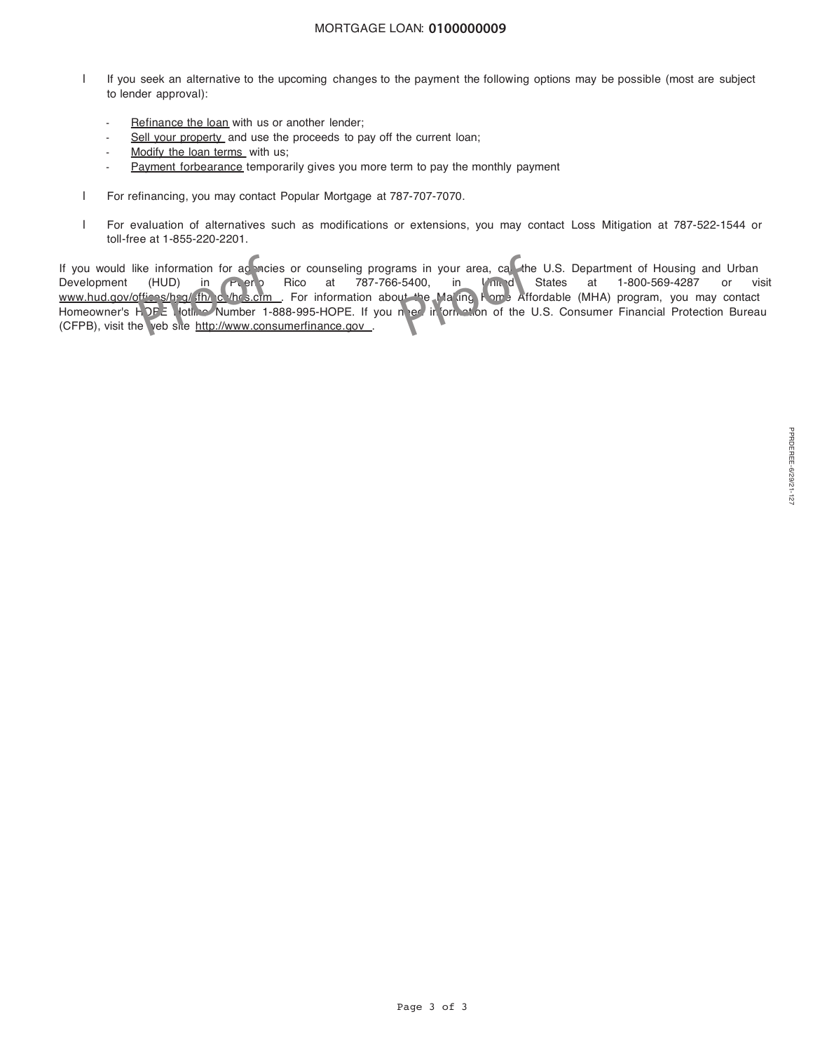- If you seek an alternative to the upcoming changes to the payment the following options may be possible (most are subject to lender approval):

  - Refinance the loan with us or another lender;
  - Sell your property and use the proceeds to pay off the current loan;
  - Modify the loan terms with us;
  - Payment forbearance temporarily gives you more term to pay the monthly payment

- For refinancing, you may contact Popular Mortgage at 787-707-7070.

- For evaluation of alternatives such as modifications or extensions, you may contact Loss Mitigation at 787-522-1544 or toll-free at 1-855-220-2201.

If you would like information for agencies or counseling programs in your area, call the U.S. Department of Housing and Urban Development (HUD) in Puerto Rico at 787-766-5400, in United States at 1-800-569-4287 or visit www.hud.gov/offices/hsg/sfh/hcc/hcs.cfm . For information about the Making Home Affordable (MHA) program, you may contact Homeowner's HOPE Hotline Number 1-888-995-HOPE. If you need information of the U.S. Consumer Financial Protection Bureau (CFPB), visit the web site http://www.consumerfinance.gov .